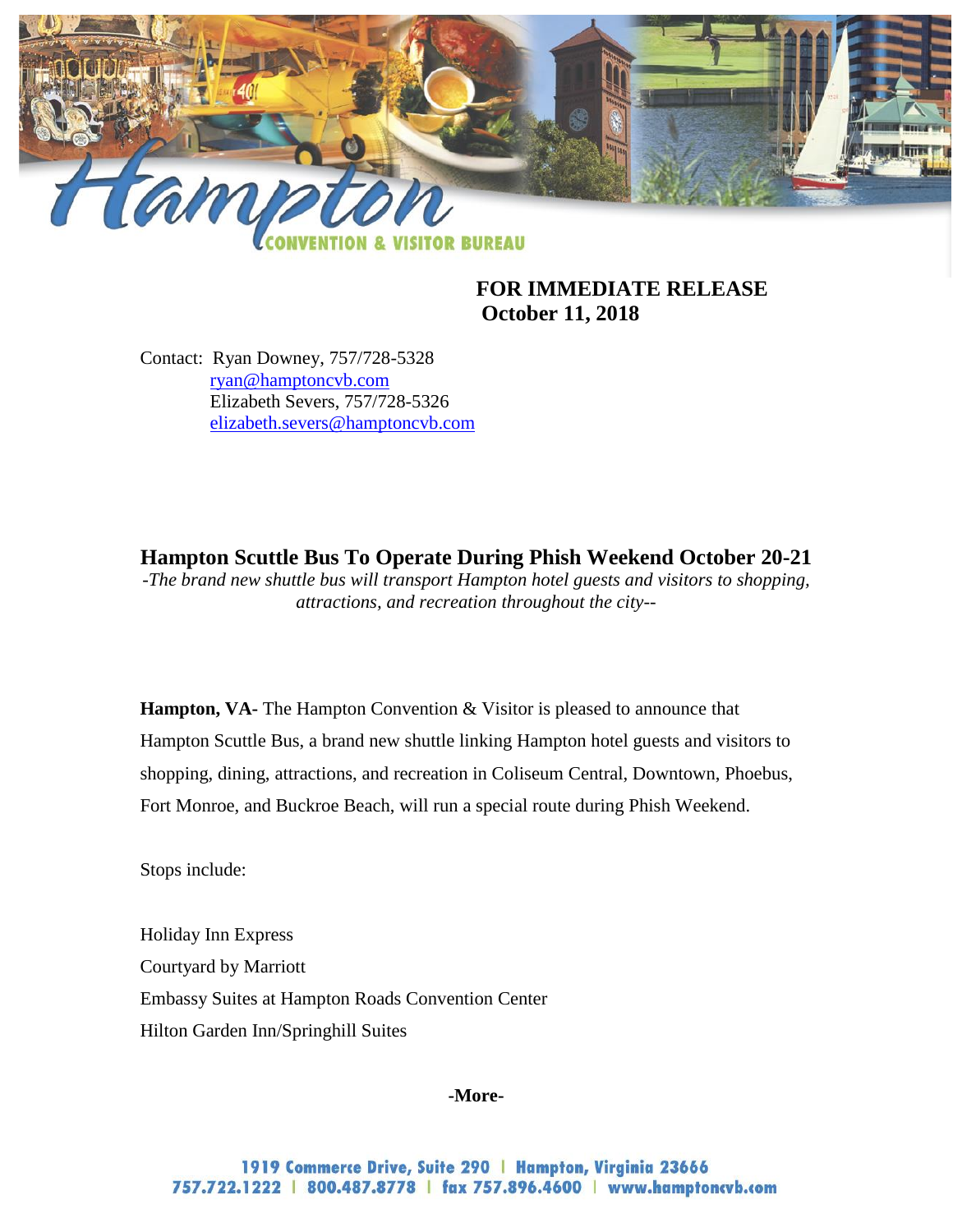Hampton CONVENTION & VISITOR BUREAU

**FOR IMMEDIATE RELEASE**
**October 11, 2018**

Contact: Ryan Downey, 757/728-5328
ryan@hamptoncvb.com
Elizabeth Severs, 757/728-5326
elizabeth.severs@hamptoncvb.com

## Hampton Scuttle Bus To Operate During Phish Weekend October 20-21

*-The brand new shuttle bus will transport Hampton hotel guests and visitors to shopping, attractions, and recreation throughout the city--*

**Hampton, VA-** The Hampton Convention & Visitor is pleased to announce that Hampton Scuttle Bus, a brand new shuttle linking Hampton hotel guests and visitors to shopping, dining, attractions, and recreation in Coliseum Central, Downtown, Phoebus, Fort Monroe, and Buckroe Beach, will run a special route during Phish Weekend.

Stops include:

Holiday Inn Express
Courtyard by Marriott
Embassy Suites at Hampton Roads Convention Center
Hilton Garden Inn/Springhill Suites

**-More-**

1919 Commerce Drive, Suite 290 | Hampton, Virginia 23666
757.722.1222 | 800.487.8778 | fax 757.896.4600 | www.hamptoncvb.com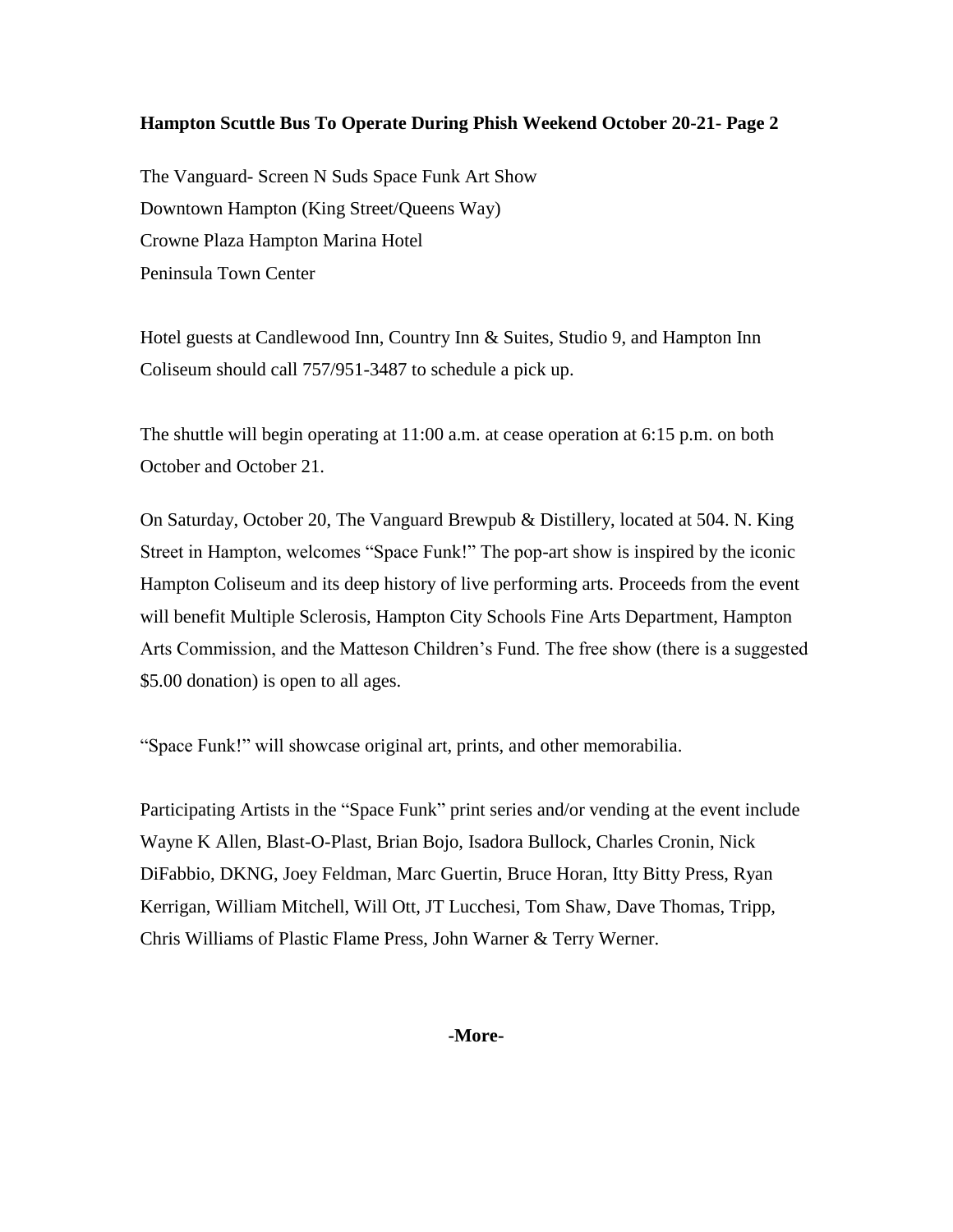**Hampton Scuttle Bus To Operate During Phish Weekend October 20-21- Page 2**

The Vanguard- Screen N Suds Space Funk Art Show
Downtown Hampton (King Street/Queens Way)
Crowne Plaza Hampton Marina Hotel
Peninsula Town Center

Hotel guests at Candlewood Inn, Country Inn & Suites, Studio 9, and Hampton Inn Coliseum should call 757/951-3487 to schedule a pick up.

The shuttle will begin operating at 11:00 a.m. at cease operation at 6:15 p.m. on both October and October 21.

On Saturday, October 20, The Vanguard Brewpub & Distillery, located at 504. N. King Street in Hampton, welcomes "Space Funk!" The pop-art show is inspired by the iconic Hampton Coliseum and its deep history of live performing arts. Proceeds from the event will benefit Multiple Sclerosis, Hampton City Schools Fine Arts Department, Hampton Arts Commission, and the Matteson Children's Fund. The free show (there is a suggested $5.00 donation) is open to all ages.

"Space Funk!" will showcase original art, prints, and other memorabilia.

Participating Artists in the "Space Funk" print series and/or vending at the event include Wayne K Allen, Blast-O-Plast, Brian Bojo, Isadora Bullock, Charles Cronin, Nick DiFabbio, DKNG, Joey Feldman, Marc Guertin, Bruce Horan, Itty Bitty Press, Ryan Kerrigan, William Mitchell, Will Ott, JT Lucchesi, Tom Shaw, Dave Thomas, Tripp, Chris Williams of Plastic Flame Press, John Warner & Terry Werner.

**-More-**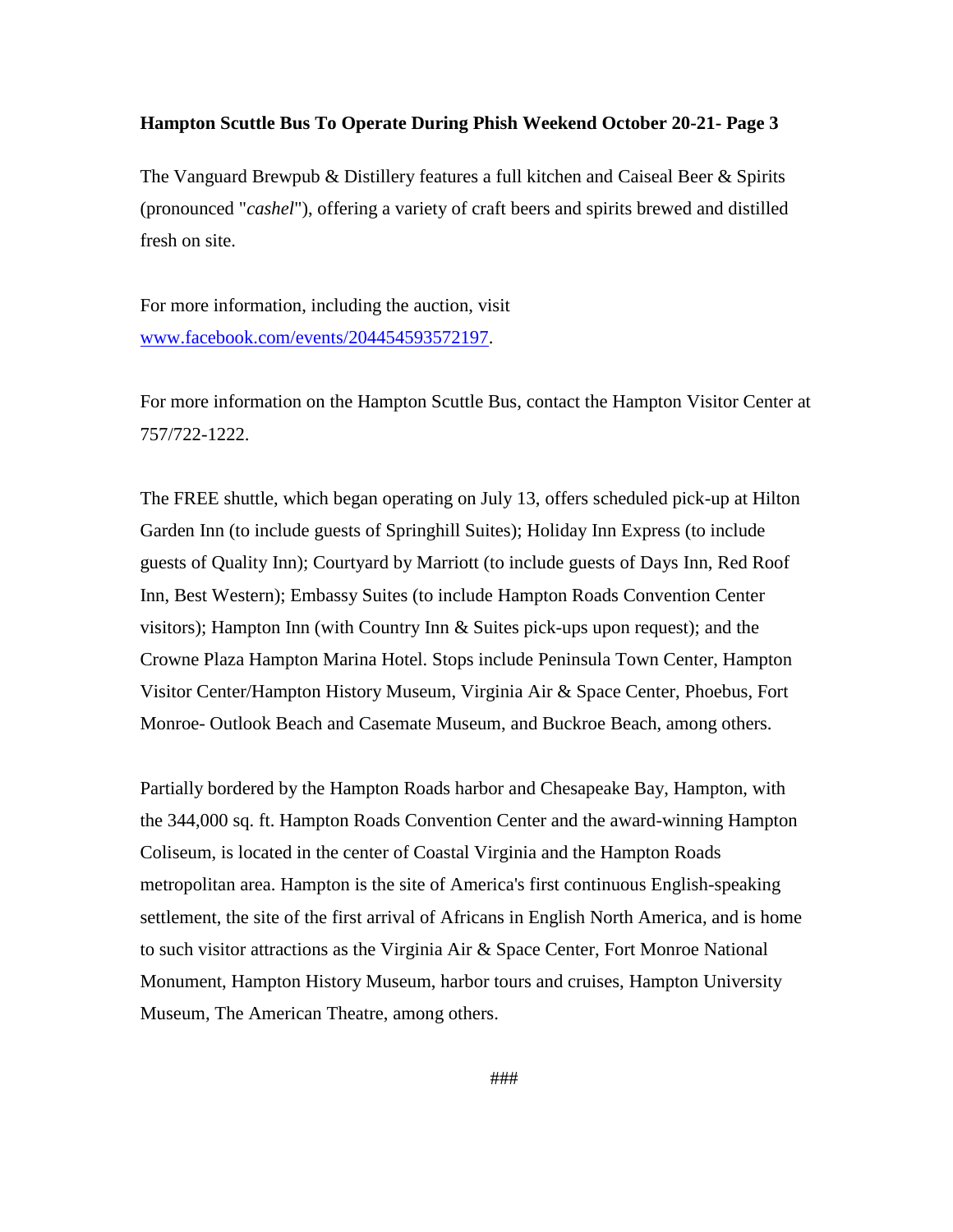**Hampton Scuttle Bus To Operate During Phish Weekend October 20-21- Page 3**

The Vanguard Brewpub & Distillery features a full kitchen and Caiseal Beer & Spirits (pronounced "*cashel*"), offering a variety of craft beers and spirits brewed and distilled fresh on site.

For more information, including the auction, visit [www.facebook.com/events/204454593572197](http://www.facebook.com/events/204454593572197).

For more information on the Hampton Scuttle Bus, contact the Hampton Visitor Center at 757/722-1222.

The FREE shuttle, which began operating on July 13, offers scheduled pick-up at Hilton Garden Inn (to include guests of Springhill Suites); Holiday Inn Express (to include guests of Quality Inn); Courtyard by Marriott (to include guests of Days Inn, Red Roof Inn, Best Western); Embassy Suites (to include Hampton Roads Convention Center visitors); Hampton Inn (with Country Inn & Suites pick-ups upon request); and the Crowne Plaza Hampton Marina Hotel. Stops include Peninsula Town Center, Hampton Visitor Center/Hampton History Museum, Virginia Air & Space Center, Phoebus, Fort Monroe- Outlook Beach and Casemate Museum, and Buckroe Beach, among others.

Partially bordered by the Hampton Roads harbor and Chesapeake Bay, Hampton, with the 344,000 sq. ft. Hampton Roads Convention Center and the award-winning Hampton Coliseum, is located in the center of Coastal Virginia and the Hampton Roads metropolitan area. Hampton is the site of America's first continuous English-speaking settlement, the site of the first arrival of Africans in English North America, and is home to such visitor attractions as the Virginia Air & Space Center, Fort Monroe National Monument, Hampton History Museum, harbor tours and cruises, Hampton University Museum, The American Theatre, among others.

###